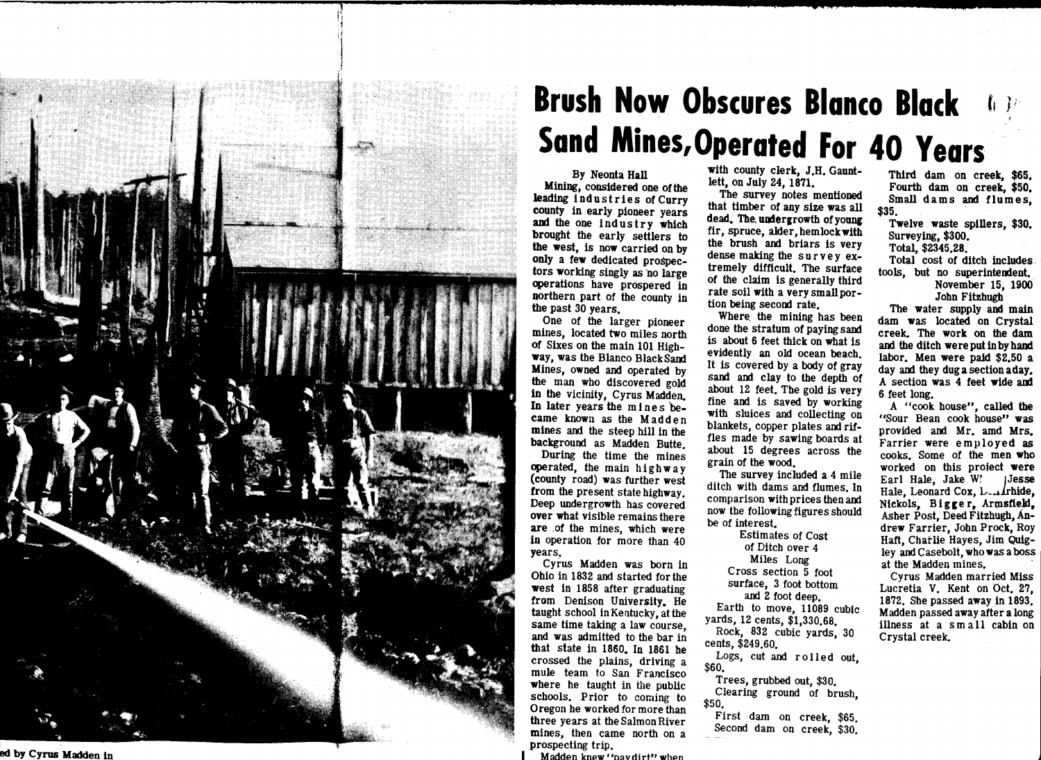# Brush Now Obscures Blanco Black Sand Mines, Operated For 40 Years

By Neonta Hall

Mining, considered one of the leading industries of Curry county in early pioneer years and the one industry which brought the early settlers to the west, is now carried on by only a few dedicated prospectors working singly as no large operations have prospered in northern part of the county in the past 30 years.

One of the larger pioneer mines, located two miles north of Sixes on the main 101 Highway, was the Blanco Black Sand Mines, owned and operated by the man who discovered gold in the vicinity, Cyrus Madden. In later years the mines became known as the Madden mines and the steep hill in the background as Madden Butte.

During the time the mines operated, the main highway (county road) was further west from the present state highway. Deep undergrowth has covered over what visible remains there are of the mines, which were in operation for more than 40 years.

Cyrus Madden was born in Ohio in 1832 and started for the west in 1858 after graduating from Denison University. He taught school in Kentucky, at the same time taking a law course, and was admitted to the bar in that state in 1860. In 1861 he crossed the plains, driving a mule team to San Francisco where he taught in the public schools. Prior to coming to Oregon he worked for more than three years at the Salmon River mines, then came north on a prospecting trip.

Madden knew "paydirt" when

with county clerk, J.H. Gauntlett, on July 24, 1871.

The survey notes mentioned that timber of any size was all dead. The undergrowth of young fir, spruce, alder, hemlock with the brush and briars is very dense making the survey extremely difficult. The surface of the claim is generally third rate soil with a very small portion being second rate.

Where the mining has been done the stratum of paying sand is about 6 feet thick on what is evidently an old ocean beach. It is covered by a body of gray sand and clay to the depth of about 12 feet. The gold is very fine and is saved by working with sluices and collecting on blankets, copper plates and riffles made by sawing boards at about 15 degrees across the grain of the wood.

The survey included a 4 mile ditch with dams and flumes. In comparison with prices then and now the following figures should be of interest.

Estimates of Cost
of Ditch over 4
Miles Long
Cross section 5 foot
surface, 3 foot bottom
and 2 foot deep.

Earth to move, 11089 cubic yards, 12 cents, $1,330.68.

Rock, 832 cubic yards, 30 cents, $249.60.

Logs, cut and rolled out, $60.

Trees, grubbed out, $30.

Clearing ground of brush, $50.

First dam on creek, $65.

Second dam on creek, $30.

Third dam on creek, $65.

Fourth dam on creek, $50.

Small dams and flumes, $35.

Twelve waste spillers, $30.

Surveying, $300.

Total, $2345.28.

Total cost of ditch includes tools, but no superintendent.

November 15, 1900
John Fitzhugh

The water supply and main dam was located on Crystal creek. The work on the dam and the ditch were put in by hand labor. Men were paid $2.50 a day and they dug a section a day. A section was 4 feet wide and 6 feet long.

A "cook house", called the "Sour Bean cook house" was provided and Mr. amd Mrs. Farrier were employed as cooks. Some of the men who worked on this project were Earl Hale, Jake W[...] Jesse Hale, Leonard Cox, L[...]rhide, Nickols, Bigger, Armsfield, Asher Post, Deed Fitzhugh, Andrew Farrier, John Prock, Roy Haft, Charlie Hayes, Jim Quigley and Casebolt, who was a boss at the Madden mines.

Cyrus Madden married Miss Lucretia V. Kent on Oct. 27, 1872. She passed away in 1893. Madden passed away after a long illness at a small cabin on Crystal creek.

ed by Cyrus Madden in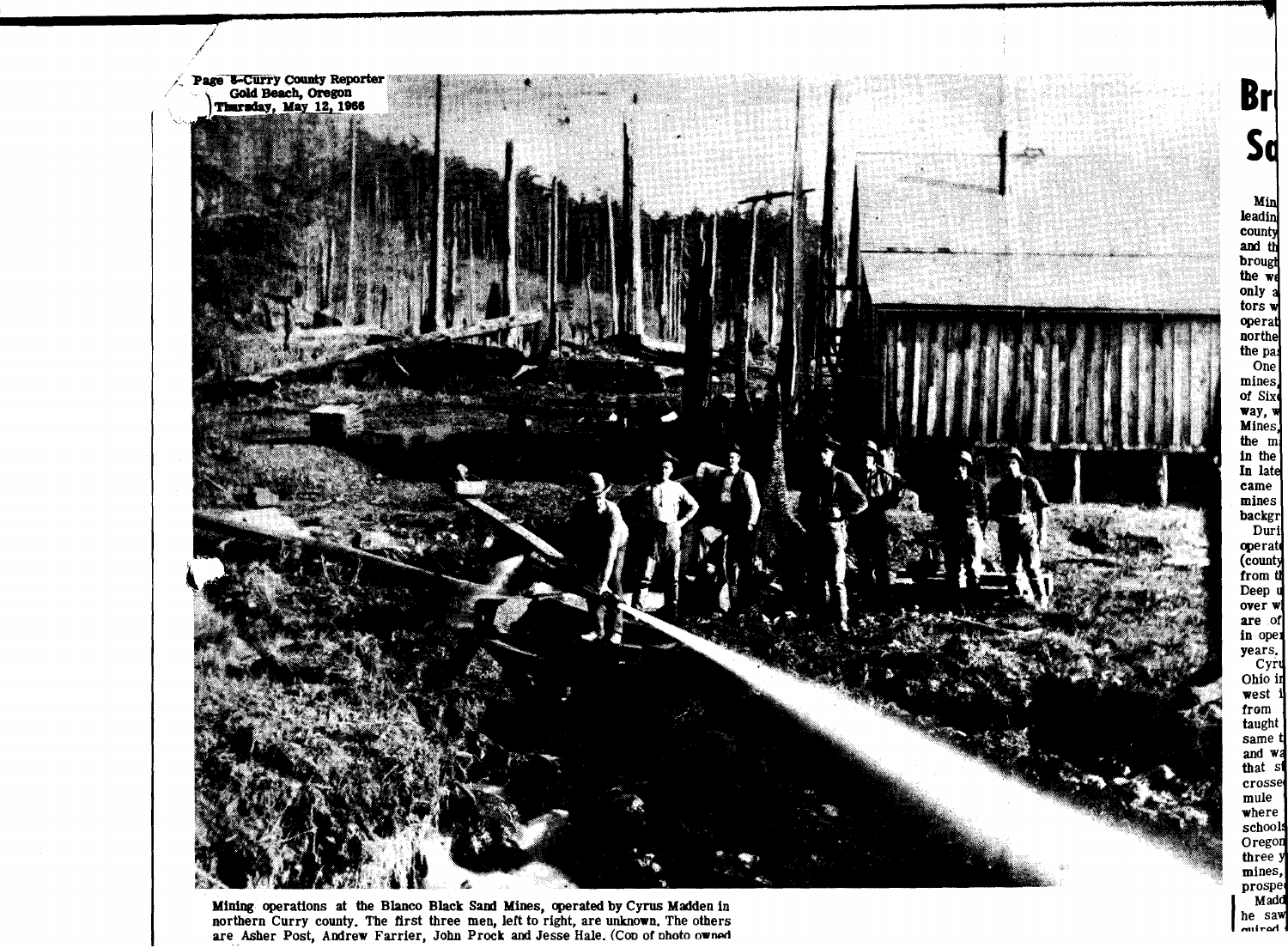Mining operations at the Blanco Black Sand Mines, operated by Cyrus Madden in northern Curry county. The first three men, left to right, are unknown. The others are Asher Post, Andrew Farrier, John Prock and Jesse Hale. (Cop of photo owned

# Br
# Sa

Min
leadin
county
and th
brough
the we
only a
tors w
operat
northe
the pas

One
mines,
of Six
way, w
Mines,
the m
in the
In late
came
mines
backgr

Duri
operat
(county
from th
Deep u
over w
are of
in oper
years.

Cyru
Ohio in
west i
from
taught
same t
and wa
that s
crosse
mule
where
schools
Oregon
three y
mines,
prospe

Madd
he saw
quired